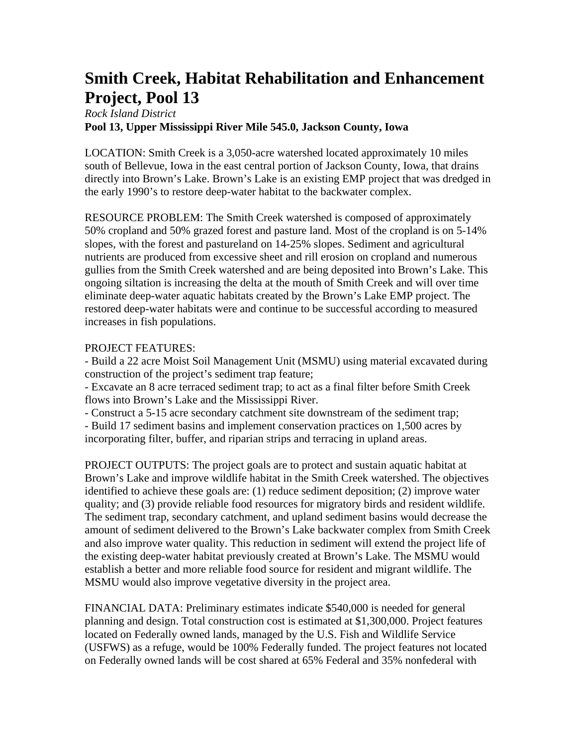# Smith Creek, Habitat Rehabilitation and Enhancement Project, Pool 13

*Rock Island District*

**Pool 13, Upper Mississippi River Mile 545.0, Jackson County, Iowa**

LOCATION: Smith Creek is a 3,050-acre watershed located approximately 10 miles south of Bellevue, Iowa in the east central portion of Jackson County, Iowa, that drains directly into Brown's Lake. Brown's Lake is an existing EMP project that was dredged in the early 1990's to restore deep-water habitat to the backwater complex.

RESOURCE PROBLEM: The Smith Creek watershed is composed of approximately 50% cropland and 50% grazed forest and pasture land. Most of the cropland is on 5-14% slopes, with the forest and pastureland on 14-25% slopes. Sediment and agricultural nutrients are produced from excessive sheet and rill erosion on cropland and numerous gullies from the Smith Creek watershed and are being deposited into Brown's Lake. This ongoing siltation is increasing the delta at the mouth of Smith Creek and will over time eliminate deep-water aquatic habitats created by the Brown's Lake EMP project. The restored deep-water habitats were and continue to be successful according to measured increases in fish populations.

PROJECT FEATURES:

- Build a 22 acre Moist Soil Management Unit (MSMU) using material excavated during construction of the project's sediment trap feature;
- Excavate an 8 acre terraced sediment trap; to act as a final filter before Smith Creek flows into Brown's Lake and the Mississippi River.
- Construct a 5-15 acre secondary catchment site downstream of the sediment trap;
- Build 17 sediment basins and implement conservation practices on 1,500 acres by incorporating filter, buffer, and riparian strips and terracing in upland areas.

PROJECT OUTPUTS: The project goals are to protect and sustain aquatic habitat at Brown's Lake and improve wildlife habitat in the Smith Creek watershed. The objectives identified to achieve these goals are: (1) reduce sediment deposition; (2) improve water quality; and (3) provide reliable food resources for migratory birds and resident wildlife. The sediment trap, secondary catchment, and upland sediment basins would decrease the amount of sediment delivered to the Brown's Lake backwater complex from Smith Creek and also improve water quality. This reduction in sediment will extend the project life of the existing deep-water habitat previously created at Brown's Lake. The MSMU would establish a better and more reliable food source for resident and migrant wildlife. The MSMU would also improve vegetative diversity in the project area.

FINANCIAL DATA: Preliminary estimates indicate $540,000 is needed for general planning and design. Total construction cost is estimated at $1,300,000. Project features located on Federally owned lands, managed by the U.S. Fish and Wildlife Service (USFWS) as a refuge, would be 100% Federally funded. The project features not located on Federally owned lands will be cost shared at 65% Federal and 35% nonfederal with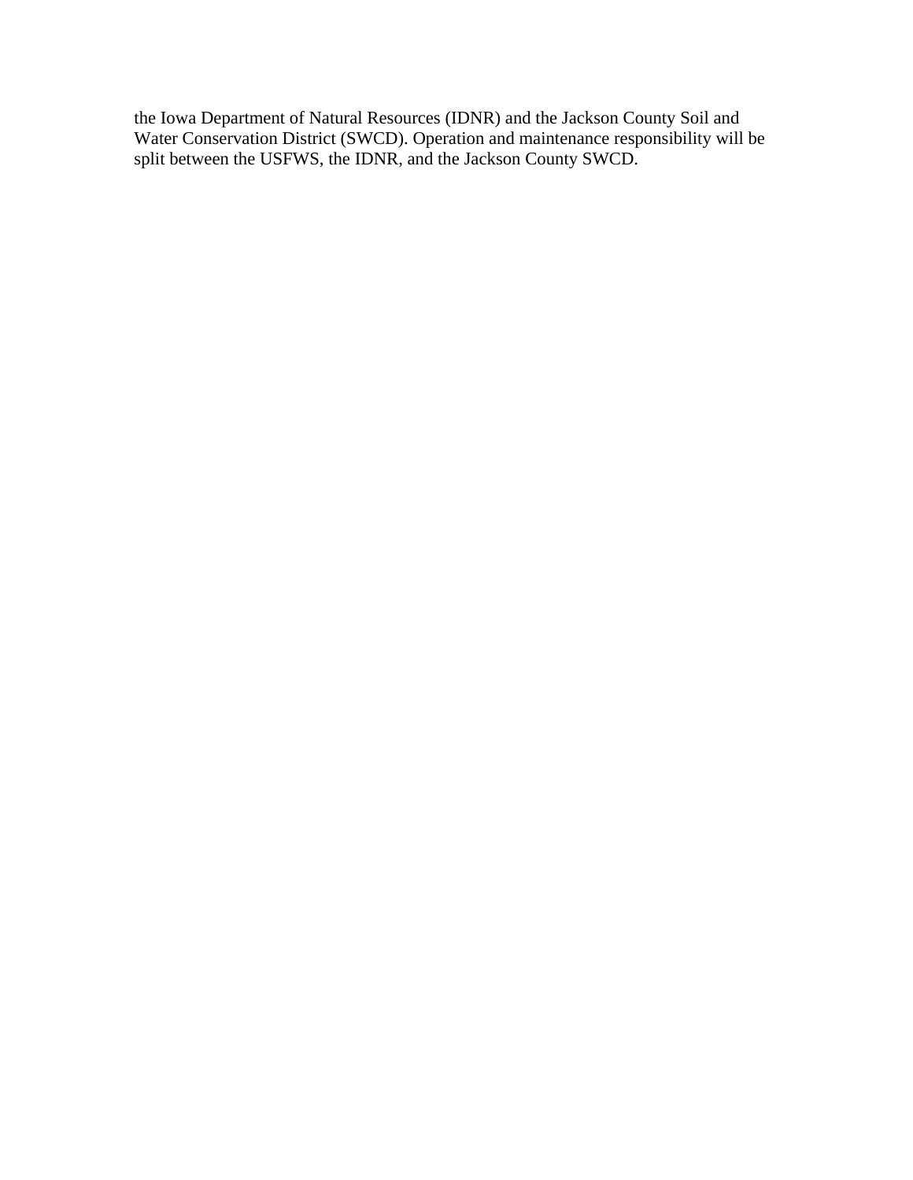the Iowa Department of Natural Resources (IDNR) and the Jackson County Soil and Water Conservation District (SWCD). Operation and maintenance responsibility will be split between the USFWS, the IDNR, and the Jackson County SWCD.